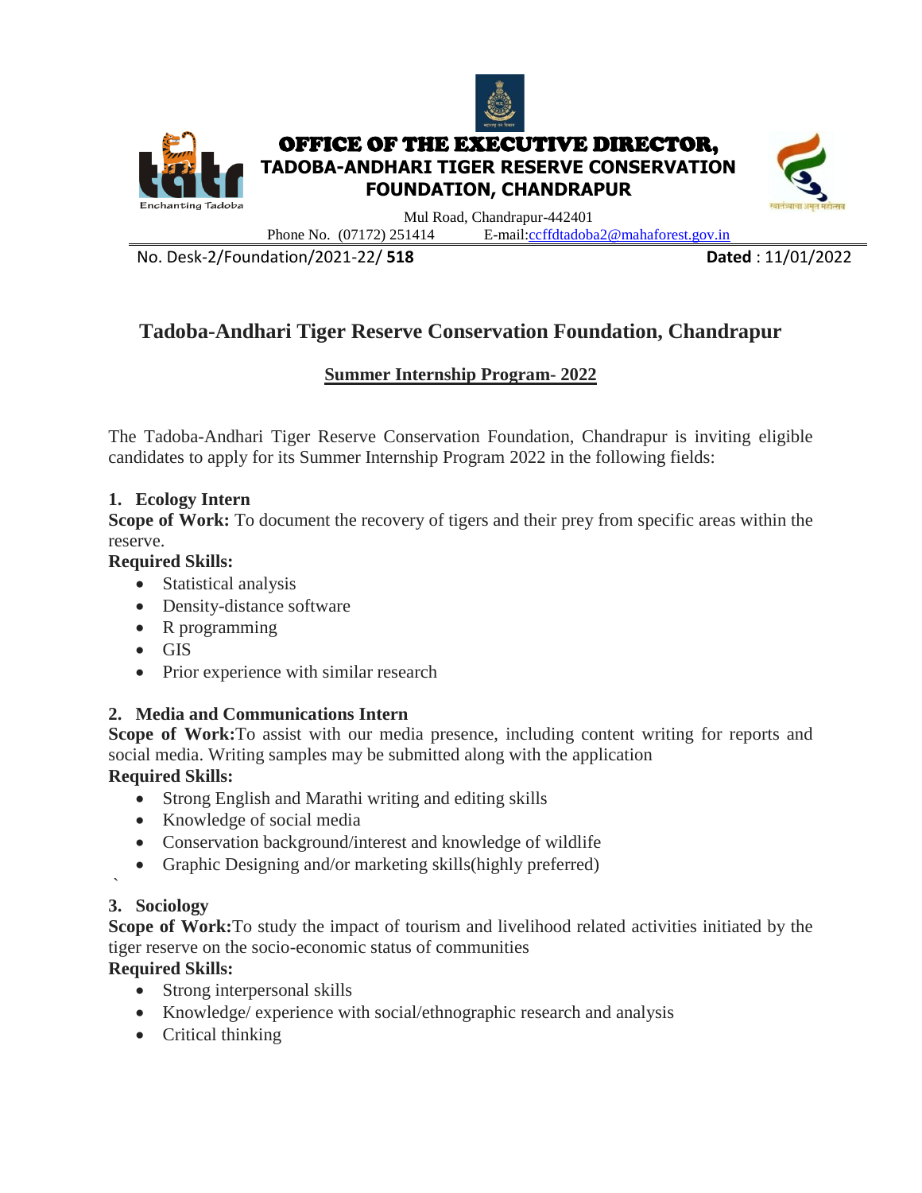**OFFICE OF THE EXECUTIVE DIRECTOR,**
**TADOBA-ANDHARI TIGER RESERVE CONSERVATION FOUNDATION, CHANDRAPUR**

Mul Road, Chandrapur-442401
Phone No. (07172) 251414 E-mail:ccffdtadoba2@mahaforest.gov.in

No. Desk-2/Foundation/2021-22/ **518** **Dated** : 11/01/2022

# Tadoba-Andhari Tiger Reserve Conservation Foundation, Chandrapur

## Summer Internship Program- 2022

The Tadoba-Andhari Tiger Reserve Conservation Foundation, Chandrapur is inviting eligible candidates to apply for its Summer Internship Program 2022 in the following fields:

### 1. Ecology Intern

**Scope of Work:** To document the recovery of tigers and their prey from specific areas within the reserve.

**Required Skills:**

- Statistical analysis
- Density-distance software
- R programming
- GIS
- Prior experience with similar research

### 2. Media and Communications Intern

**Scope of Work:**To assist with our media presence, including content writing for reports and social media. Writing samples may be submitted along with the application

**Required Skills:**

- Strong English and Marathi writing and editing skills
- Knowledge of social media
- Conservation background/interest and knowledge of wildlife
- Graphic Designing and/or marketing skills(highly preferred)

### 3. Sociology

**Scope of Work:**To study the impact of tourism and livelihood related activities initiated by the tiger reserve on the socio-economic status of communities

**Required Skills:**

- Strong interpersonal skills
- Knowledge/ experience with social/ethnographic research and analysis
- Critical thinking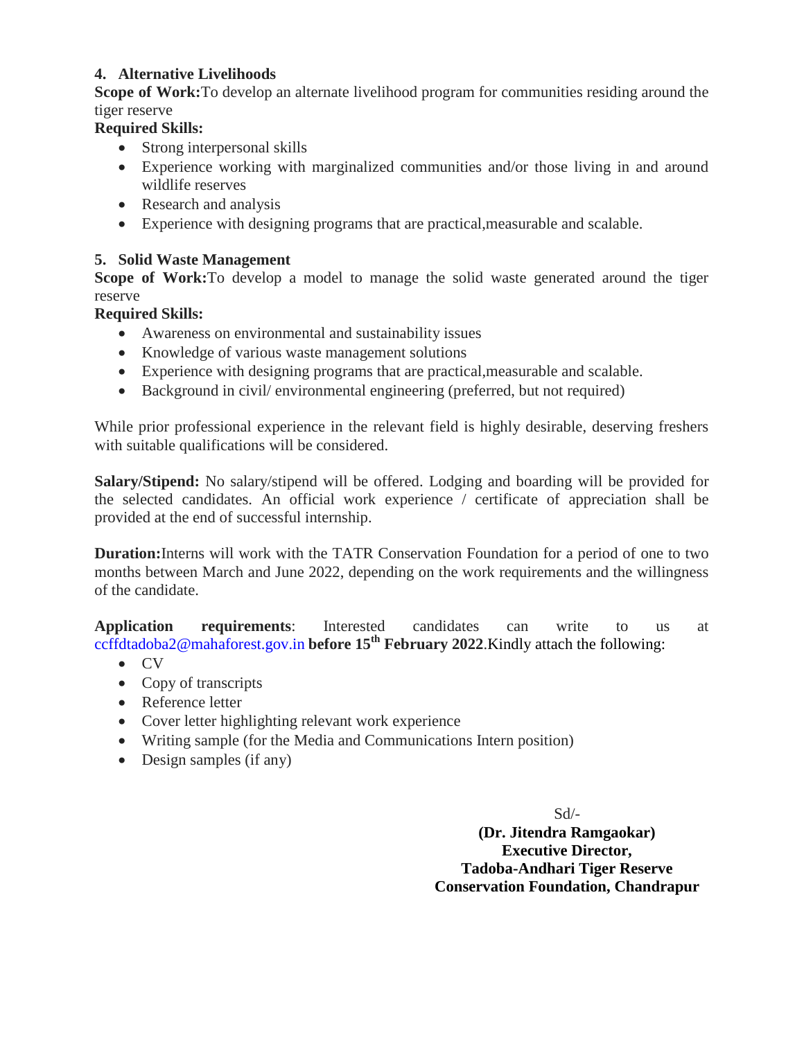### 4. Alternative Livelihoods

**Scope of Work:**To develop an alternate livelihood program for communities residing around the tiger reserve

**Required Skills:**

- Strong interpersonal skills
- Experience working with marginalized communities and/or those living in and around wildlife reserves
- Research and analysis
- Experience with designing programs that are practical,measurable and scalable.

### 5. Solid Waste Management

**Scope of Work:**To develop a model to manage the solid waste generated around the tiger reserve

**Required Skills:**

- Awareness on environmental and sustainability issues
- Knowledge of various waste management solutions
- Experience with designing programs that are practical,measurable and scalable.
- Background in civil/ environmental engineering (preferred, but not required)

While prior professional experience in the relevant field is highly desirable, deserving freshers with suitable qualifications will be considered.

**Salary/Stipend:** No salary/stipend will be offered. Lodging and boarding will be provided for the selected candidates. An official work experience / certificate of appreciation shall be provided at the end of successful internship.

**Duration:**Interns will work with the TATR Conservation Foundation for a period of one to two months between March and June 2022, depending on the work requirements and the willingness of the candidate.

**Application requirements**: Interested candidates can write to us at ccffdtadoba2@mahaforest.gov.in **before 15th February 2022**.Kindly attach the following:

- CV
- Copy of transcripts
- Reference letter
- Cover letter highlighting relevant work experience
- Writing sample (for the Media and Communications Intern position)
- Design samples (if any)

Sd/-

**(Dr. Jitendra Ramgaokar)**
**Executive Director,**
**Tadoba-Andhari Tiger Reserve**
**Conservation Foundation, Chandrapur**